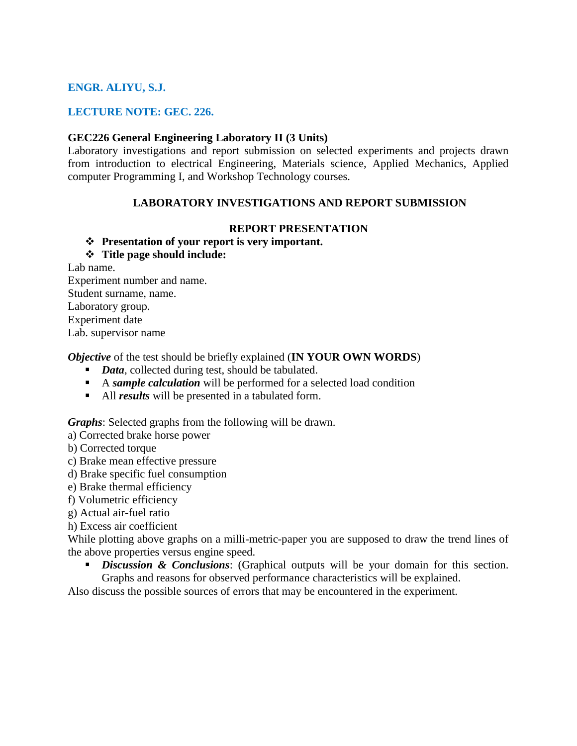**ENGR. ALIYU, S.J.**

**LECTURE NOTE: GEC. 226.**

**GEC226 General Engineering Laboratory II (3 Units)**

Laboratory investigations and report submission on selected experiments and projects drawn from introduction to electrical Engineering, Materials science, Applied Mechanics, Applied computer Programming I, and Workshop Technology courses.

## LABORATORY INVESTIGATIONS AND REPORT SUBMISSION

### REPORT PRESENTATION

- **Presentation of your report is very important.**
- **Title page should include:**

Lab name.
Experiment number and name.
Student surname, name.
Laboratory group.
Experiment date
Lab. supervisor name

***Objective*** of the test should be briefly explained (**IN YOUR OWN WORDS**)

- ***Data***, collected during test, should be tabulated.
- A ***sample calculation*** will be performed for a selected load condition
- All ***results*** will be presented in a tabulated form.

***Graphs***: Selected graphs from the following will be drawn.

a) Corrected brake horse power
b) Corrected torque
c) Brake mean effective pressure
d) Brake specific fuel consumption
e) Brake thermal efficiency
f) Volumetric efficiency
g) Actual air-fuel ratio
h) Excess air coefficient

While plotting above graphs on a milli-metric-paper you are supposed to draw the trend lines of the above properties versus engine speed.

- ***Discussion & Conclusions***: (Graphical outputs will be your domain for this section. Graphs and reasons for observed performance characteristics will be explained.

Also discuss the possible sources of errors that may be encountered in the experiment.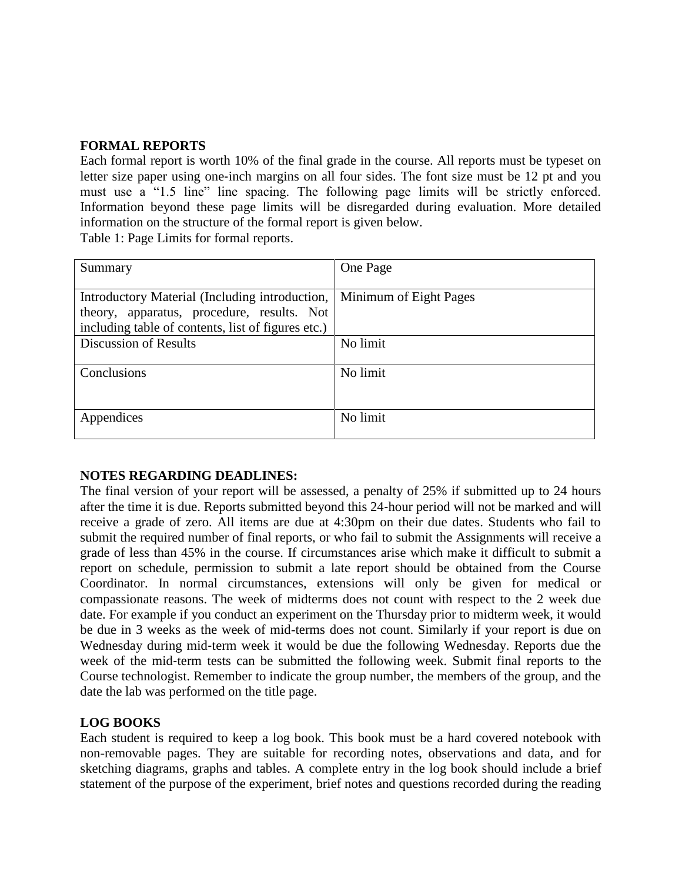**FORMAL REPORTS**

Each formal report is worth 10% of the final grade in the course. All reports must be typeset on letter size paper using one-inch margins on all four sides. The font size must be 12 pt and you must use a "1.5 line" line spacing. The following page limits will be strictly enforced. Information beyond these page limits will be disregarded during evaluation. More detailed information on the structure of the formal report is given below.

Table 1: Page Limits for formal reports.

| Summary | One Page |
| --- | --- |
| Introductory Material (Including introduction, theory, apparatus, procedure, results. Not including table of contents, list of figures etc.) | Minimum of Eight Pages |
| Discussion of Results | No limit |
| Conclusions | No limit |
| Appendices | No limit |

**NOTES REGARDING DEADLINES:**

The final version of your report will be assessed, a penalty of 25% if submitted up to 24 hours after the time it is due. Reports submitted beyond this 24-hour period will not be marked and will receive a grade of zero. All items are due at 4:30pm on their due dates. Students who fail to submit the required number of final reports, or who fail to submit the Assignments will receive a grade of less than 45% in the course. If circumstances arise which make it difficult to submit a report on schedule, permission to submit a late report should be obtained from the Course Coordinator. In normal circumstances, extensions will only be given for medical or compassionate reasons. The week of midterms does not count with respect to the 2 week due date. For example if you conduct an experiment on the Thursday prior to midterm week, it would be due in 3 weeks as the week of mid-terms does not count. Similarly if your report is due on Wednesday during mid-term week it would be due the following Wednesday. Reports due the week of the mid-term tests can be submitted the following week. Submit final reports to the Course technologist. Remember to indicate the group number, the members of the group, and the date the lab was performed on the title page.

**LOG BOOKS**

Each student is required to keep a log book. This book must be a hard covered notebook with non-removable pages. They are suitable for recording notes, observations and data, and for sketching diagrams, graphs and tables. A complete entry in the log book should include a brief statement of the purpose of the experiment, brief notes and questions recorded during the reading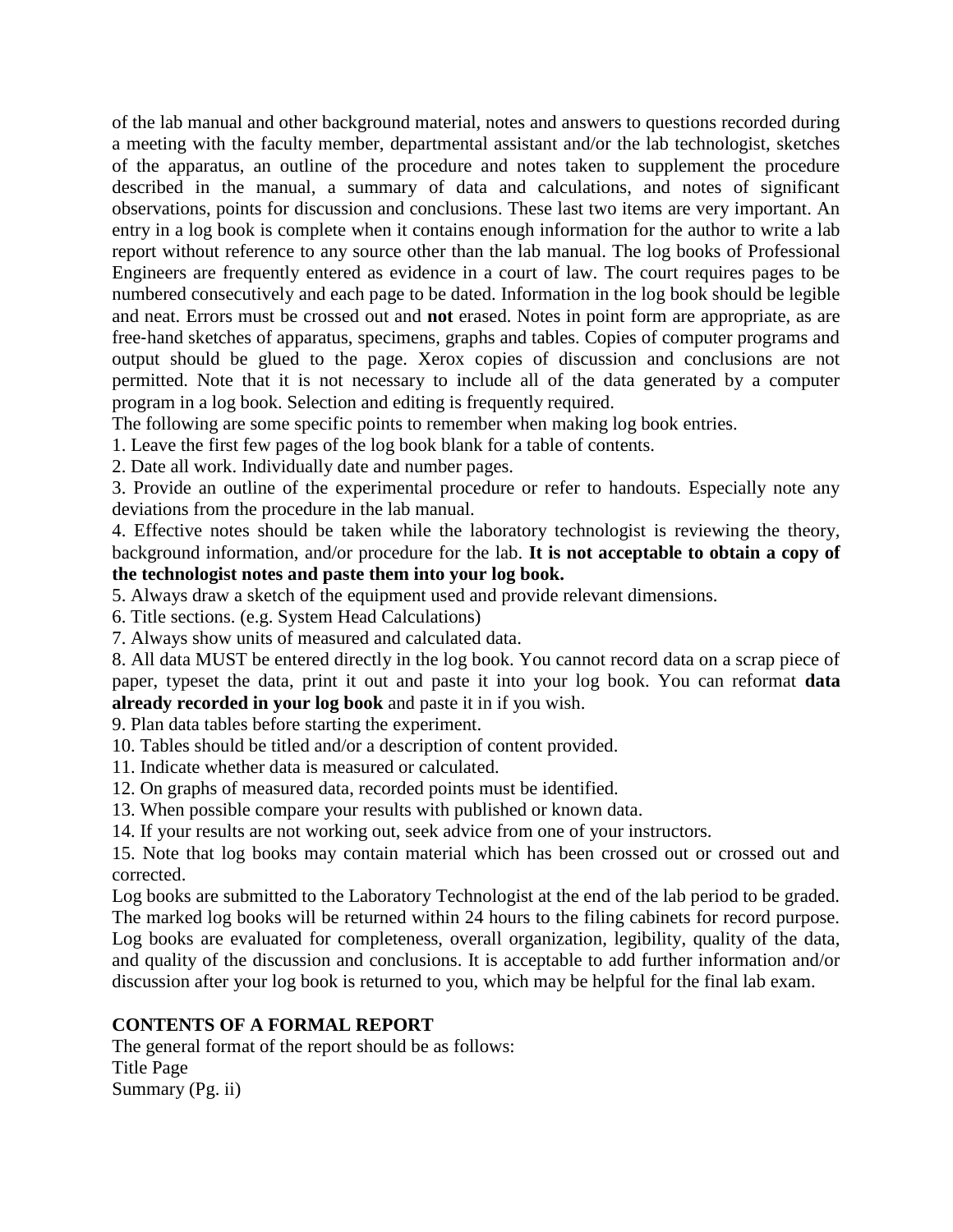of the lab manual and other background material, notes and answers to questions recorded during a meeting with the faculty member, departmental assistant and/or the lab technologist, sketches of the apparatus, an outline of the procedure and notes taken to supplement the procedure described in the manual, a summary of data and calculations, and notes of significant observations, points for discussion and conclusions. These last two items are very important. An entry in a log book is complete when it contains enough information for the author to write a lab report without reference to any source other than the lab manual. The log books of Professional Engineers are frequently entered as evidence in a court of law. The court requires pages to be numbered consecutively and each page to be dated. Information in the log book should be legible and neat. Errors must be crossed out and **not** erased. Notes in point form are appropriate, as are free-hand sketches of apparatus, specimens, graphs and tables. Copies of computer programs and output should be glued to the page. Xerox copies of discussion and conclusions are not permitted. Note that it is not necessary to include all of the data generated by a computer program in a log book. Selection and editing is frequently required.

The following are some specific points to remember when making log book entries.

1. Leave the first few pages of the log book blank for a table of contents.
2. Date all work. Individually date and number pages.
3. Provide an outline of the experimental procedure or refer to handouts. Especially note any deviations from the procedure in the lab manual.
4. Effective notes should be taken while the laboratory technologist is reviewing the theory, background information, and/or procedure for the lab. **It is not acceptable to obtain a copy of the technologist notes and paste them into your log book.**
5. Always draw a sketch of the equipment used and provide relevant dimensions.
6. Title sections. (e.g. System Head Calculations)
7. Always show units of measured and calculated data.
8. All data MUST be entered directly in the log book. You cannot record data on a scrap piece of paper, typeset the data, print it out and paste it into your log book. You can reformat **data already recorded in your log book** and paste it in if you wish.
9. Plan data tables before starting the experiment.
10. Tables should be titled and/or a description of content provided.
11. Indicate whether data is measured or calculated.
12. On graphs of measured data, recorded points must be identified.
13. When possible compare your results with published or known data.
14. If your results are not working out, seek advice from one of your instructors.
15. Note that log books may contain material which has been crossed out or crossed out and corrected.

Log books are submitted to the Laboratory Technologist at the end of the lab period to be graded. The marked log books will be returned within 24 hours to the filing cabinets for record purpose. Log books are evaluated for completeness, overall organization, legibility, quality of the data, and quality of the discussion and conclusions. It is acceptable to add further information and/or discussion after your log book is returned to you, which may be helpful for the final lab exam.

## CONTENTS OF A FORMAL REPORT

The general format of the report should be as follows:

Title Page

Summary (Pg. ii)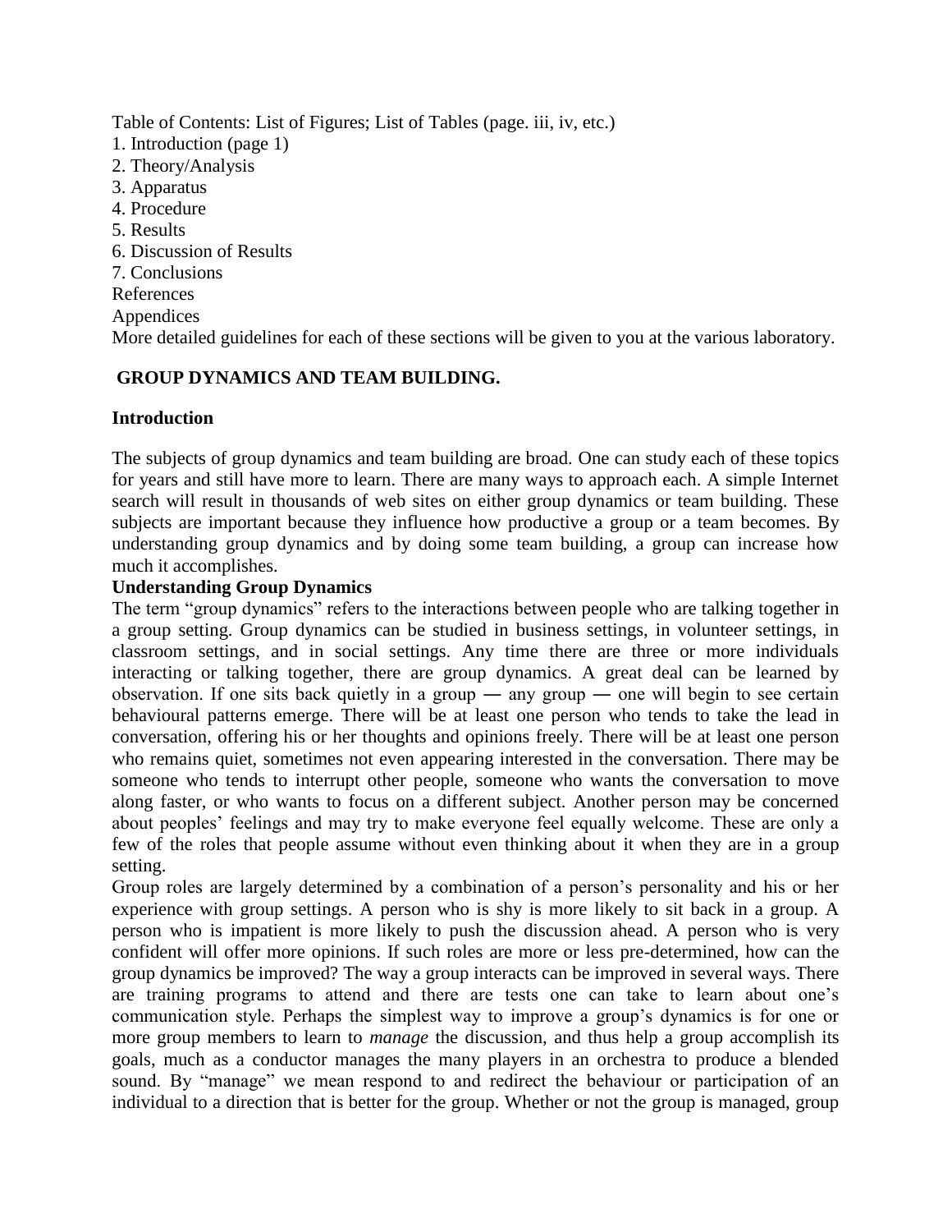Table of Contents: List of Figures; List of Tables (page. iii, iv, etc.)

1. Introduction (page 1)
2. Theory/Analysis
3. Apparatus
4. Procedure
5. Results
6. Discussion of Results
7. Conclusions

References

Appendices

More detailed guidelines for each of these sections will be given to you at the various laboratory.

## GROUP DYNAMICS AND TEAM BUILDING.

### Introduction

The subjects of group dynamics and team building are broad. One can study each of these topics for years and still have more to learn. There are many ways to approach each. A simple Internet search will result in thousands of web sites on either group dynamics or team building. These subjects are important because they influence how productive a group or a team becomes. By understanding group dynamics and by doing some team building, a group can increase how much it accomplishes.

### Understanding Group Dynamics

The term "group dynamics" refers to the interactions between people who are talking together in a group setting. Group dynamics can be studied in business settings, in volunteer settings, in classroom settings, and in social settings. Any time there are three or more individuals interacting or talking together, there are group dynamics. A great deal can be learned by observation. If one sits back quietly in a group — any group — one will begin to see certain behavioural patterns emerge. There will be at least one person who tends to take the lead in conversation, offering his or her thoughts and opinions freely. There will be at least one person who remains quiet, sometimes not even appearing interested in the conversation. There may be someone who tends to interrupt other people, someone who wants the conversation to move along faster, or who wants to focus on a different subject. Another person may be concerned about peoples' feelings and may try to make everyone feel equally welcome. These are only a few of the roles that people assume without even thinking about it when they are in a group setting.

Group roles are largely determined by a combination of a person's personality and his or her experience with group settings. A person who is shy is more likely to sit back in a group. A person who is impatient is more likely to push the discussion ahead. A person who is very confident will offer more opinions. If such roles are more or less pre-determined, how can the group dynamics be improved? The way a group interacts can be improved in several ways. There are training programs to attend and there are tests one can take to learn about one's communication style. Perhaps the simplest way to improve a group's dynamics is for one or more group members to learn to *manage* the discussion, and thus help a group accomplish its goals, much as a conductor manages the many players in an orchestra to produce a blended sound. By "manage" we mean respond to and redirect the behaviour or participation of an individual to a direction that is better for the group. Whether or not the group is managed, group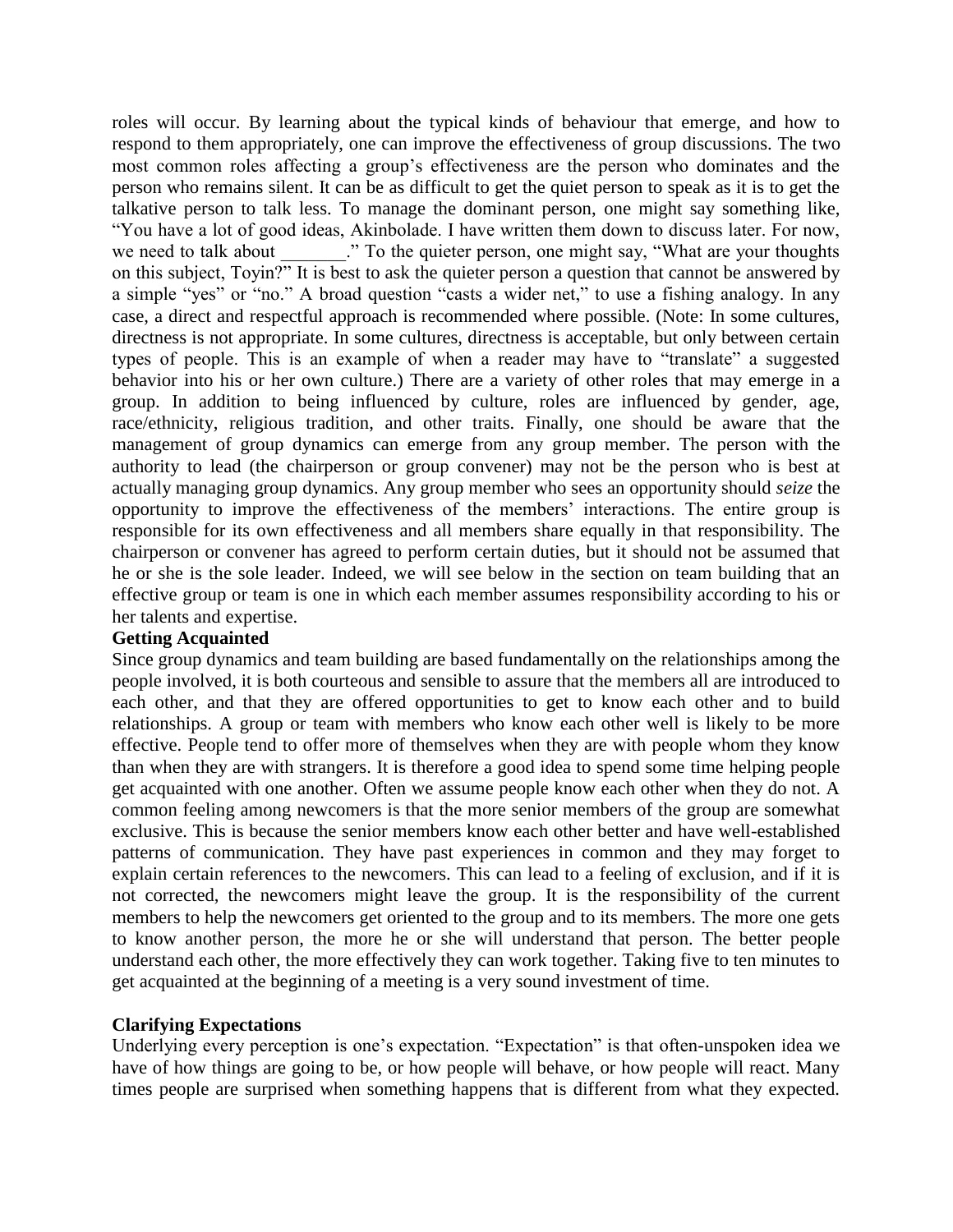roles will occur. By learning about the typical kinds of behaviour that emerge, and how to respond to them appropriately, one can improve the effectiveness of group discussions. The two most common roles affecting a group's effectiveness are the person who dominates and the person who remains silent. It can be as difficult to get the quiet person to speak as it is to get the talkative person to talk less. To manage the dominant person, one might say something like, "You have a lot of good ideas, Akinbolade. I have written them down to discuss later. For now, we need to talk about _______." To the quieter person, one might say, "What are your thoughts on this subject, Toyin?" It is best to ask the quieter person a question that cannot be answered by a simple "yes" or "no." A broad question "casts a wider net," to use a fishing analogy. In any case, a direct and respectful approach is recommended where possible. (Note: In some cultures, directness is not appropriate. In some cultures, directness is acceptable, but only between certain types of people. This is an example of when a reader may have to "translate" a suggested behavior into his or her own culture.) There are a variety of other roles that may emerge in a group. In addition to being influenced by culture, roles are influenced by gender, age, race/ethnicity, religious tradition, and other traits. Finally, one should be aware that the management of group dynamics can emerge from any group member. The person with the authority to lead (the chairperson or group convener) may not be the person who is best at actually managing group dynamics. Any group member who sees an opportunity should *seize* the opportunity to improve the effectiveness of the members' interactions. The entire group is responsible for its own effectiveness and all members share equally in that responsibility. The chairperson or convener has agreed to perform certain duties, but it should not be assumed that he or she is the sole leader. Indeed, we will see below in the section on team building that an effective group or team is one in which each member assumes responsibility according to his or her talents and expertise.

**Getting Acquainted**

Since group dynamics and team building are based fundamentally on the relationships among the people involved, it is both courteous and sensible to assure that the members all are introduced to each other, and that they are offered opportunities to get to know each other and to build relationships. A group or team with members who know each other well is likely to be more effective. People tend to offer more of themselves when they are with people whom they know than when they are with strangers. It is therefore a good idea to spend some time helping people get acquainted with one another. Often we assume people know each other when they do not. A common feeling among newcomers is that the more senior members of the group are somewhat exclusive. This is because the senior members know each other better and have well-established patterns of communication. They have past experiences in common and they may forget to explain certain references to the newcomers. This can lead to a feeling of exclusion, and if it is not corrected, the newcomers might leave the group. It is the responsibility of the current members to help the newcomers get oriented to the group and to its members. The more one gets to know another person, the more he or she will understand that person. The better people understand each other, the more effectively they can work together. Taking five to ten minutes to get acquainted at the beginning of a meeting is a very sound investment of time.

**Clarifying Expectations**

Underlying every perception is one's expectation. "Expectation" is that often-unspoken idea we have of how things are going to be, or how people will behave, or how people will react. Many times people are surprised when something happens that is different from what they expected.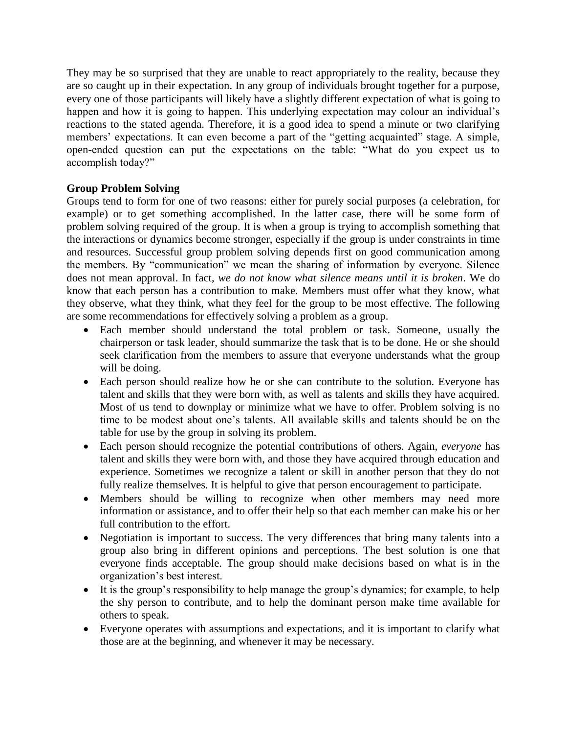They may be so surprised that they are unable to react appropriately to the reality, because they are so caught up in their expectation. In any group of individuals brought together for a purpose, every one of those participants will likely have a slightly different expectation of what is going to happen and how it is going to happen. This underlying expectation may colour an individual's reactions to the stated agenda. Therefore, it is a good idea to spend a minute or two clarifying members' expectations. It can even become a part of the "getting acquainted" stage. A simple, open-ended question can put the expectations on the table: "What do you expect us to accomplish today?"

**Group Problem Solving**

Groups tend to form for one of two reasons: either for purely social purposes (a celebration, for example) or to get something accomplished. In the latter case, there will be some form of problem solving required of the group. It is when a group is trying to accomplish something that the interactions or dynamics become stronger, especially if the group is under constraints in time and resources. Successful group problem solving depends first on good communication among the members. By "communication" we mean the sharing of information by everyone. Silence does not mean approval. In fact, *we do not know what silence means until it is broken*. We do know that each person has a contribution to make. Members must offer what they know, what they observe, what they think, what they feel for the group to be most effective. The following are some recommendations for effectively solving a problem as a group.

- Each member should understand the total problem or task. Someone, usually the chairperson or task leader, should summarize the task that is to be done. He or she should seek clarification from the members to assure that everyone understands what the group will be doing.
- Each person should realize how he or she can contribute to the solution. Everyone has talent and skills that they were born with, as well as talents and skills they have acquired. Most of us tend to downplay or minimize what we have to offer. Problem solving is no time to be modest about one's talents. All available skills and talents should be on the table for use by the group in solving its problem.
- Each person should recognize the potential contributions of others. Again, *everyone* has talent and skills they were born with, and those they have acquired through education and experience. Sometimes we recognize a talent or skill in another person that they do not fully realize themselves. It is helpful to give that person encouragement to participate.
- Members should be willing to recognize when other members may need more information or assistance, and to offer their help so that each member can make his or her full contribution to the effort.
- Negotiation is important to success. The very differences that bring many talents into a group also bring in different opinions and perceptions. The best solution is one that everyone finds acceptable. The group should make decisions based on what is in the organization's best interest.
- It is the group's responsibility to help manage the group's dynamics; for example, to help the shy person to contribute, and to help the dominant person make time available for others to speak.
- Everyone operates with assumptions and expectations, and it is important to clarify what those are at the beginning, and whenever it may be necessary.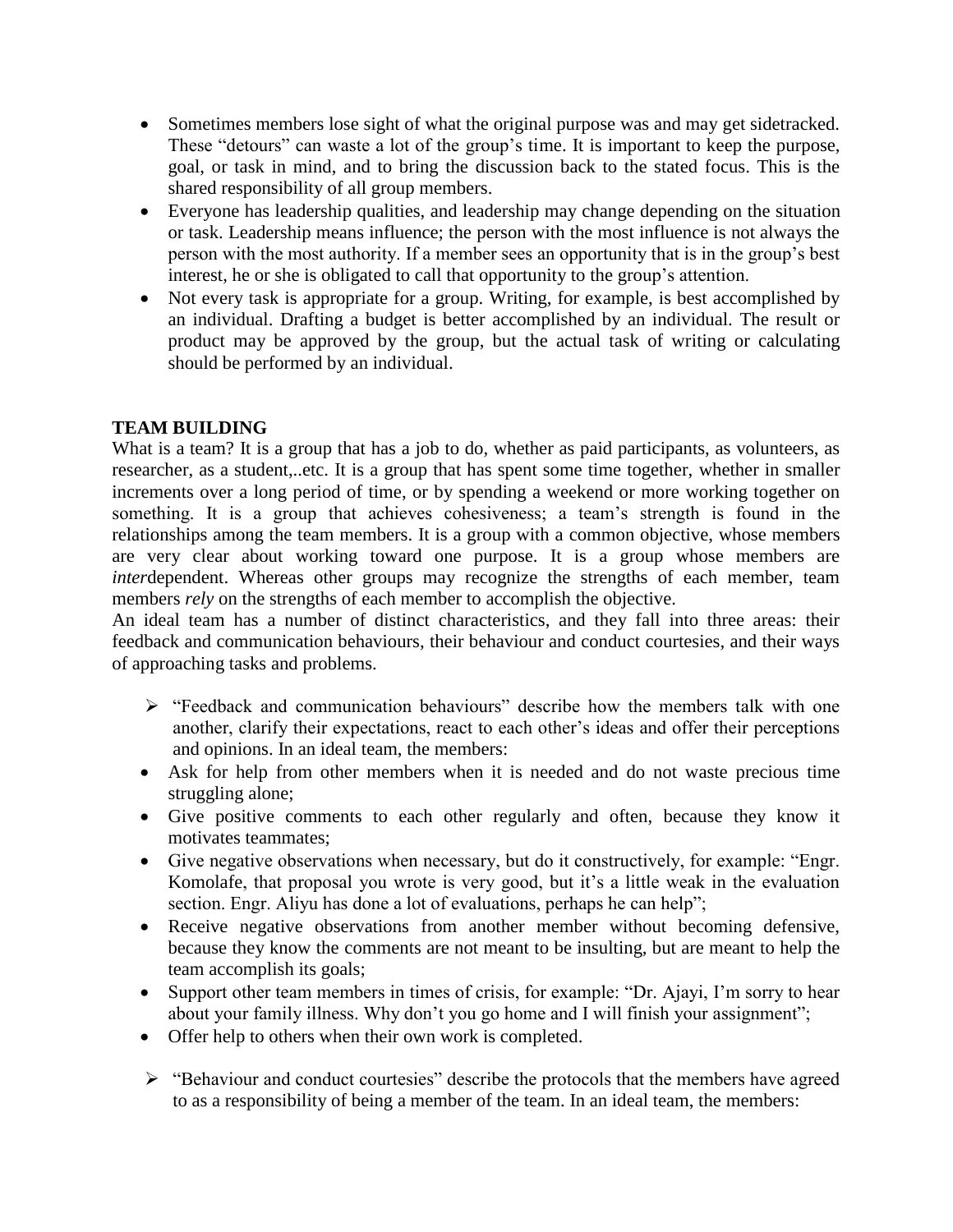- Sometimes members lose sight of what the original purpose was and may get sidetracked. These "detours" can waste a lot of the group's time. It is important to keep the purpose, goal, or task in mind, and to bring the discussion back to the stated focus. This is the shared responsibility of all group members.
- Everyone has leadership qualities, and leadership may change depending on the situation or task. Leadership means influence; the person with the most influence is not always the person with the most authority. If a member sees an opportunity that is in the group's best interest, he or she is obligated to call that opportunity to the group's attention.
- Not every task is appropriate for a group. Writing, for example, is best accomplished by an individual. Drafting a budget is better accomplished by an individual. The result or product may be approved by the group, but the actual task of writing or calculating should be performed by an individual.

**TEAM BUILDING**

What is a team? It is a group that has a job to do, whether as paid participants, as volunteers, as researcher, as a student,..etc. It is a group that has spent some time together, whether in smaller increments over a long period of time, or by spending a weekend or more working together on something. It is a group that achieves cohesiveness; a team's strength is found in the relationships among the team members. It is a group with a common objective, whose members are very clear about working toward one purpose. It is a group whose members are *inter*dependent. Whereas other groups may recognize the strengths of each member, team members *rely* on the strengths of each member to accomplish the objective.

An ideal team has a number of distinct characteristics, and they fall into three areas: their feedback and communication behaviours, their behaviour and conduct courtesies, and their ways of approaching tasks and problems.

- "Feedback and communication behaviours" describe how the members talk with one another, clarify their expectations, react to each other's ideas and offer their perceptions and opinions. In an ideal team, the members:
  - Ask for help from other members when it is needed and do not waste precious time struggling alone;
  - Give positive comments to each other regularly and often, because they know it motivates teammates;
  - Give negative observations when necessary, but do it constructively, for example: "Engr. Komolafe, that proposal you wrote is very good, but it's a little weak in the evaluation section. Engr. Aliyu has done a lot of evaluations, perhaps he can help";
  - Receive negative observations from another member without becoming defensive, because they know the comments are not meant to be insulting, but are meant to help the team accomplish its goals;
  - Support other team members in times of crisis, for example: "Dr. Ajayi, I'm sorry to hear about your family illness. Why don't you go home and I will finish your assignment";
  - Offer help to others when their own work is completed.
- "Behaviour and conduct courtesies" describe the protocols that the members have agreed to as a responsibility of being a member of the team. In an ideal team, the members: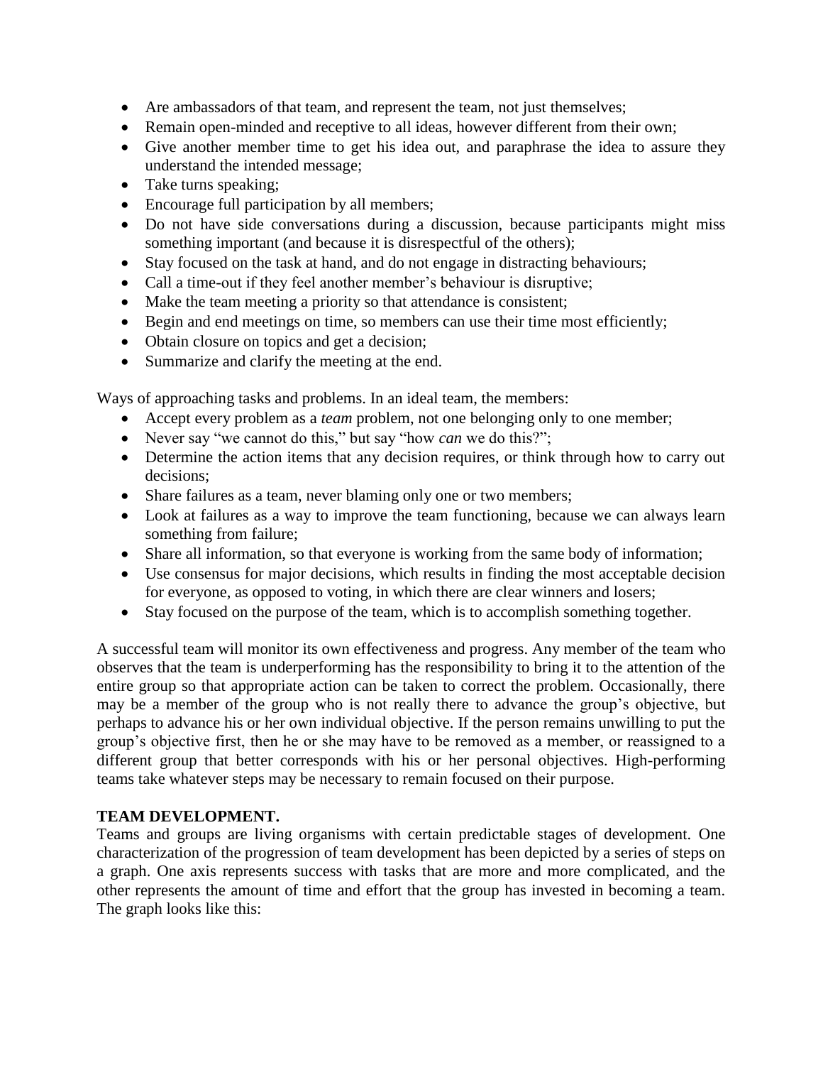- Are ambassadors of that team, and represent the team, not just themselves;
- Remain open-minded and receptive to all ideas, however different from their own;
- Give another member time to get his idea out, and paraphrase the idea to assure they understand the intended message;
- Take turns speaking;
- Encourage full participation by all members;
- Do not have side conversations during a discussion, because participants might miss something important (and because it is disrespectful of the others);
- Stay focused on the task at hand, and do not engage in distracting behaviours;
- Call a time-out if they feel another member's behaviour is disruptive;
- Make the team meeting a priority so that attendance is consistent;
- Begin and end meetings on time, so members can use their time most efficiently;
- Obtain closure on topics and get a decision;
- Summarize and clarify the meeting at the end.

Ways of approaching tasks and problems. In an ideal team, the members:

- Accept every problem as a *team* problem, not one belonging only to one member;
- Never say "we cannot do this," but say "how *can* we do this?";
- Determine the action items that any decision requires, or think through how to carry out decisions;
- Share failures as a team, never blaming only one or two members;
- Look at failures as a way to improve the team functioning, because we can always learn something from failure;
- Share all information, so that everyone is working from the same body of information;
- Use consensus for major decisions, which results in finding the most acceptable decision for everyone, as opposed to voting, in which there are clear winners and losers;
- Stay focused on the purpose of the team, which is to accomplish something together.

A successful team will monitor its own effectiveness and progress. Any member of the team who observes that the team is underperforming has the responsibility to bring it to the attention of the entire group so that appropriate action can be taken to correct the problem. Occasionally, there may be a member of the group who is not really there to advance the group's objective, but perhaps to advance his or her own individual objective. If the person remains unwilling to put the group's objective first, then he or she may have to be removed as a member, or reassigned to a different group that better corresponds with his or her personal objectives. High-performing teams take whatever steps may be necessary to remain focused on their purpose.

**TEAM DEVELOPMENT.**

Teams and groups are living organisms with certain predictable stages of development. One characterization of the progression of team development has been depicted by a series of steps on a graph. One axis represents success with tasks that are more and more complicated, and the other represents the amount of time and effort that the group has invested in becoming a team. The graph looks like this: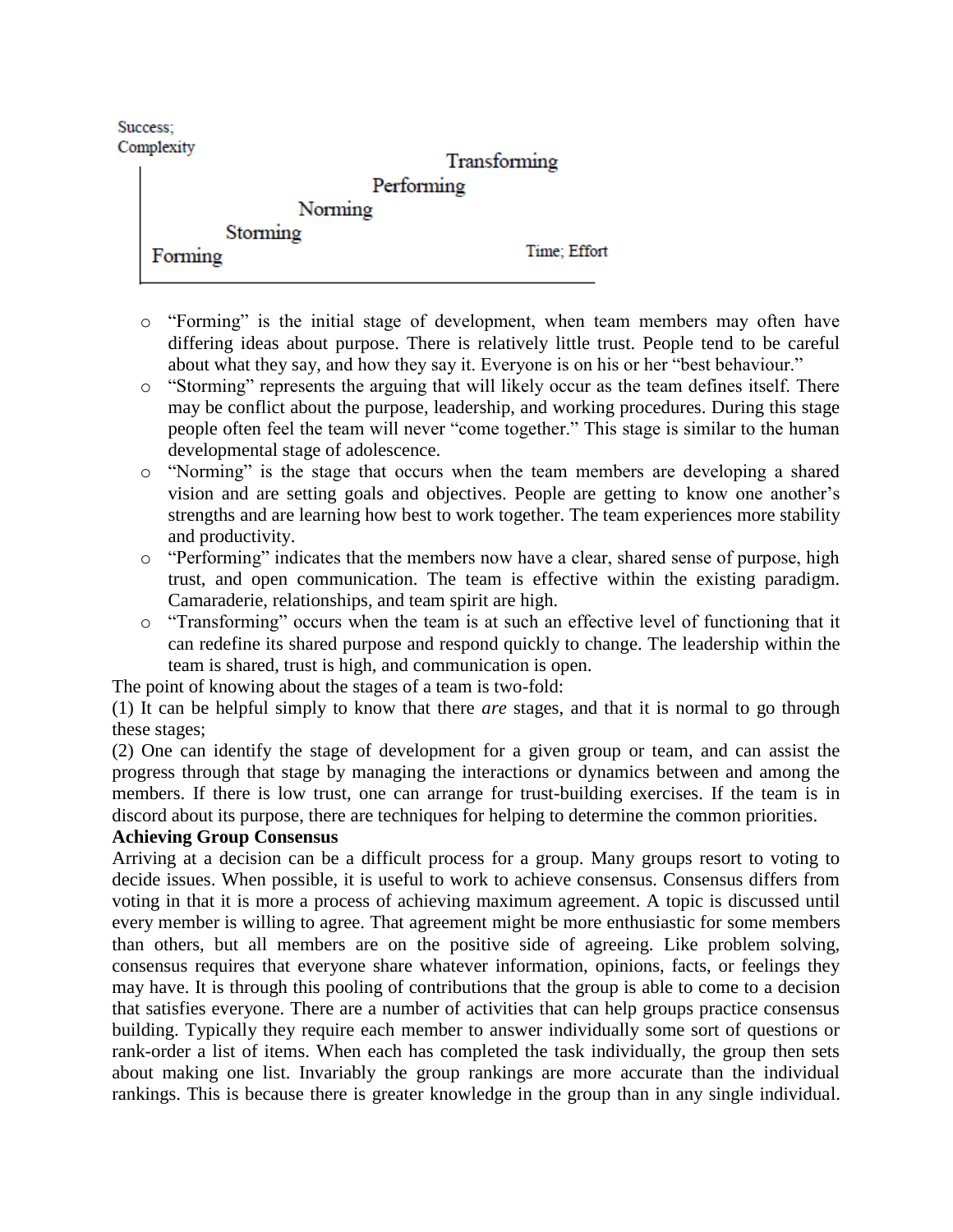Success; Complexity

Transforming

Performing

Norming

Storming

Forming

Time; Effort

- "Forming" is the initial stage of development, when team members may often have differing ideas about purpose. There is relatively little trust. People tend to be careful about what they say, and how they say it. Everyone is on his or her "best behaviour."
- "Storming" represents the arguing that will likely occur as the team defines itself. There may be conflict about the purpose, leadership, and working procedures. During this stage people often feel the team will never "come together." This stage is similar to the human developmental stage of adolescence.
- "Norming" is the stage that occurs when the team members are developing a shared vision and are setting goals and objectives. People are getting to know one another's strengths and are learning how best to work together. The team experiences more stability and productivity.
- "Performing" indicates that the members now have a clear, shared sense of purpose, high trust, and open communication. The team is effective within the existing paradigm. Camaraderie, relationships, and team spirit are high.
- "Transforming" occurs when the team is at such an effective level of functioning that it can redefine its shared purpose and respond quickly to change. The leadership within the team is shared, trust is high, and communication is open.

The point of knowing about the stages of a team is two-fold:

(1) It can be helpful simply to know that there *are* stages, and that it is normal to go through these stages;

(2) One can identify the stage of development for a given group or team, and can assist the progress through that stage by managing the interactions or dynamics between and among the members. If there is low trust, one can arrange for trust-building exercises. If the team is in discord about its purpose, there are techniques for helping to determine the common priorities.

**Achieving Group Consensus**

Arriving at a decision can be a difficult process for a group. Many groups resort to voting to decide issues. When possible, it is useful to work to achieve consensus. Consensus differs from voting in that it is more a process of achieving maximum agreement. A topic is discussed until every member is willing to agree. That agreement might be more enthusiastic for some members than others, but all members are on the positive side of agreeing. Like problem solving, consensus requires that everyone share whatever information, opinions, facts, or feelings they may have. It is through this pooling of contributions that the group is able to come to a decision that satisfies everyone. There are a number of activities that can help groups practice consensus building. Typically they require each member to answer individually some sort of questions or rank-order a list of items. When each has completed the task individually, the group then sets about making one list. Invariably the group rankings are more accurate than the individual rankings. This is because there is greater knowledge in the group than in any single individual.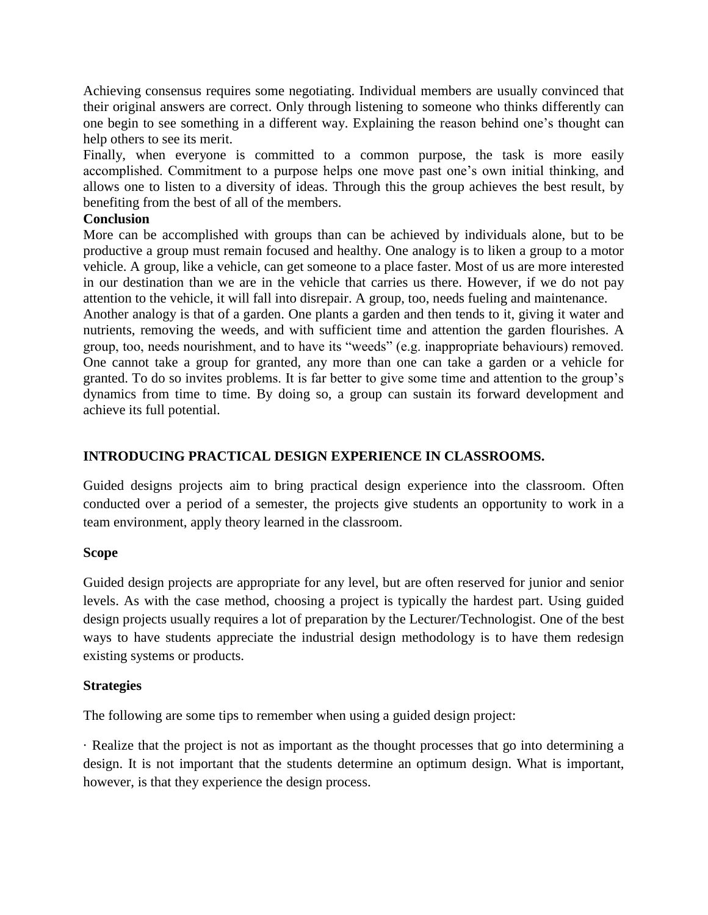Achieving consensus requires some negotiating. Individual members are usually convinced that their original answers are correct. Only through listening to someone who thinks differently can one begin to see something in a different way. Explaining the reason behind one's thought can help others to see its merit.

Finally, when everyone is committed to a common purpose, the task is more easily accomplished. Commitment to a purpose helps one move past one's own initial thinking, and allows one to listen to a diversity of ideas. Through this the group achieves the best result, by benefiting from the best of all of the members.

**Conclusion**

More can be accomplished with groups than can be achieved by individuals alone, but to be productive a group must remain focused and healthy. One analogy is to liken a group to a motor vehicle. A group, like a vehicle, can get someone to a place faster. Most of us are more interested in our destination than we are in the vehicle that carries us there. However, if we do not pay attention to the vehicle, it will fall into disrepair. A group, too, needs fueling and maintenance.

Another analogy is that of a garden. One plants a garden and then tends to it, giving it water and nutrients, removing the weeds, and with sufficient time and attention the garden flourishes. A group, too, needs nourishment, and to have its "weeds" (e.g. inappropriate behaviours) removed. One cannot take a group for granted, any more than one can take a garden or a vehicle for granted. To do so invites problems. It is far better to give some time and attention to the group's dynamics from time to time. By doing so, a group can sustain its forward development and achieve its full potential.

## INTRODUCING PRACTICAL DESIGN EXPERIENCE IN CLASSROOMS.

Guided designs projects aim to bring practical design experience into the classroom. Often conducted over a period of a semester, the projects give students an opportunity to work in a team environment, apply theory learned in the classroom.

**Scope**

Guided design projects are appropriate for any level, but are often reserved for junior and senior levels. As with the case method, choosing a project is typically the hardest part. Using guided design projects usually requires a lot of preparation by the Lecturer/Technologist. One of the best ways to have students appreciate the industrial design methodology is to have them redesign existing systems or products.

**Strategies**

The following are some tips to remember when using a guided design project:

· Realize that the project is not as important as the thought processes that go into determining a design. It is not important that the students determine an optimum design. What is important, however, is that they experience the design process.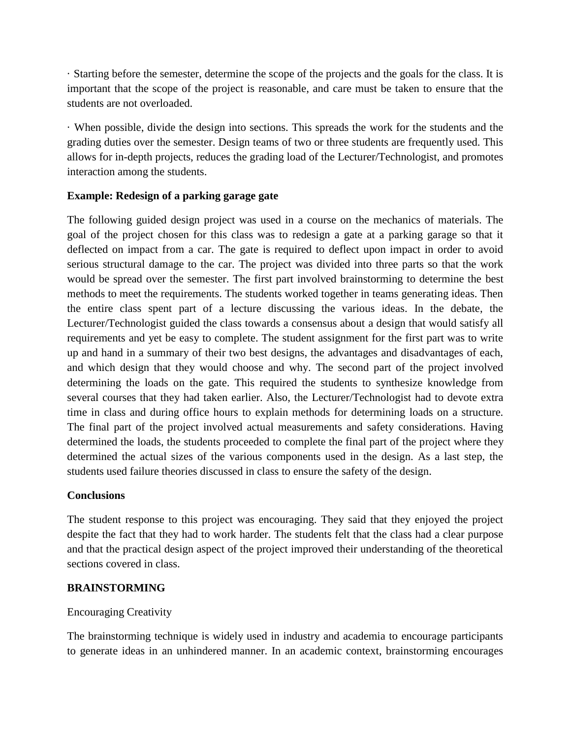· Starting before the semester, determine the scope of the projects and the goals for the class. It is important that the scope of the project is reasonable, and care must be taken to ensure that the students are not overloaded.

· When possible, divide the design into sections. This spreads the work for the students and the grading duties over the semester. Design teams of two or three students are frequently used. This allows for in-depth projects, reduces the grading load of the Lecturer/Technologist, and promotes interaction among the students.

**Example: Redesign of a parking garage gate**

The following guided design project was used in a course on the mechanics of materials. The goal of the project chosen for this class was to redesign a gate at a parking garage so that it deflected on impact from a car. The gate is required to deflect upon impact in order to avoid serious structural damage to the car. The project was divided into three parts so that the work would be spread over the semester. The first part involved brainstorming to determine the best methods to meet the requirements. The students worked together in teams generating ideas. Then the entire class spent part of a lecture discussing the various ideas. In the debate, the Lecturer/Technologist guided the class towards a consensus about a design that would satisfy all requirements and yet be easy to complete. The student assignment for the first part was to write up and hand in a summary of their two best designs, the advantages and disadvantages of each, and which design that they would choose and why. The second part of the project involved determining the loads on the gate. This required the students to synthesize knowledge from several courses that they had taken earlier. Also, the Lecturer/Technologist had to devote extra time in class and during office hours to explain methods for determining loads on a structure. The final part of the project involved actual measurements and safety considerations. Having determined the loads, the students proceeded to complete the final part of the project where they determined the actual sizes of the various components used in the design. As a last step, the students used failure theories discussed in class to ensure the safety of the design.

**Conclusions**

The student response to this project was encouraging. They said that they enjoyed the project despite the fact that they had to work harder. The students felt that the class had a clear purpose and that the practical design aspect of the project improved their understanding of the theoretical sections covered in class.

**BRAINSTORMING**

Encouraging Creativity

The brainstorming technique is widely used in industry and academia to encourage participants to generate ideas in an unhindered manner. In an academic context, brainstorming encourages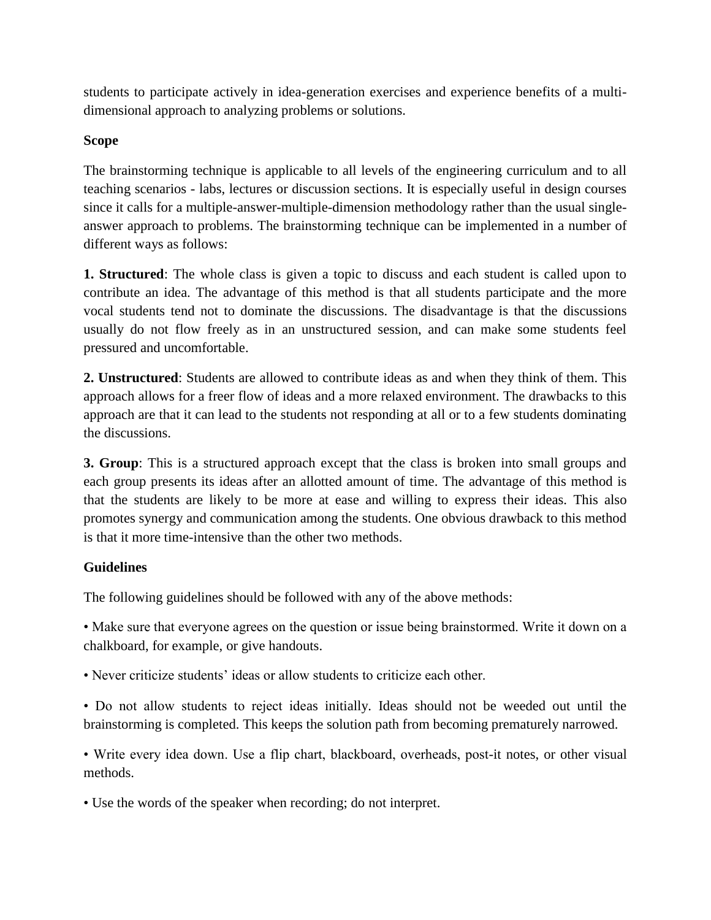students to participate actively in idea-generation exercises and experience benefits of a multi-dimensional approach to analyzing problems or solutions.

**Scope**

The brainstorming technique is applicable to all levels of the engineering curriculum and to all teaching scenarios - labs, lectures or discussion sections. It is especially useful in design courses since it calls for a multiple-answer-multiple-dimension methodology rather than the usual single-answer approach to problems. The brainstorming technique can be implemented in a number of different ways as follows:

**1. Structured**: The whole class is given a topic to discuss and each student is called upon to contribute an idea. The advantage of this method is that all students participate and the more vocal students tend not to dominate the discussions. The disadvantage is that the discussions usually do not flow freely as in an unstructured session, and can make some students feel pressured and uncomfortable.

**2. Unstructured**: Students are allowed to contribute ideas as and when they think of them. This approach allows for a freer flow of ideas and a more relaxed environment. The drawbacks to this approach are that it can lead to the students not responding at all or to a few students dominating the discussions.

**3. Group**: This is a structured approach except that the class is broken into small groups and each group presents its ideas after an allotted amount of time. The advantage of this method is that the students are likely to be more at ease and willing to express their ideas. This also promotes synergy and communication among the students. One obvious drawback to this method is that it more time-intensive than the other two methods.

**Guidelines**

The following guidelines should be followed with any of the above methods:

• Make sure that everyone agrees on the question or issue being brainstormed. Write it down on a chalkboard, for example, or give handouts.

• Never criticize students' ideas or allow students to criticize each other.

• Do not allow students to reject ideas initially. Ideas should not be weeded out until the brainstorming is completed. This keeps the solution path from becoming prematurely narrowed.

• Write every idea down. Use a flip chart, blackboard, overheads, post-it notes, or other visual methods.

• Use the words of the speaker when recording; do not interpret.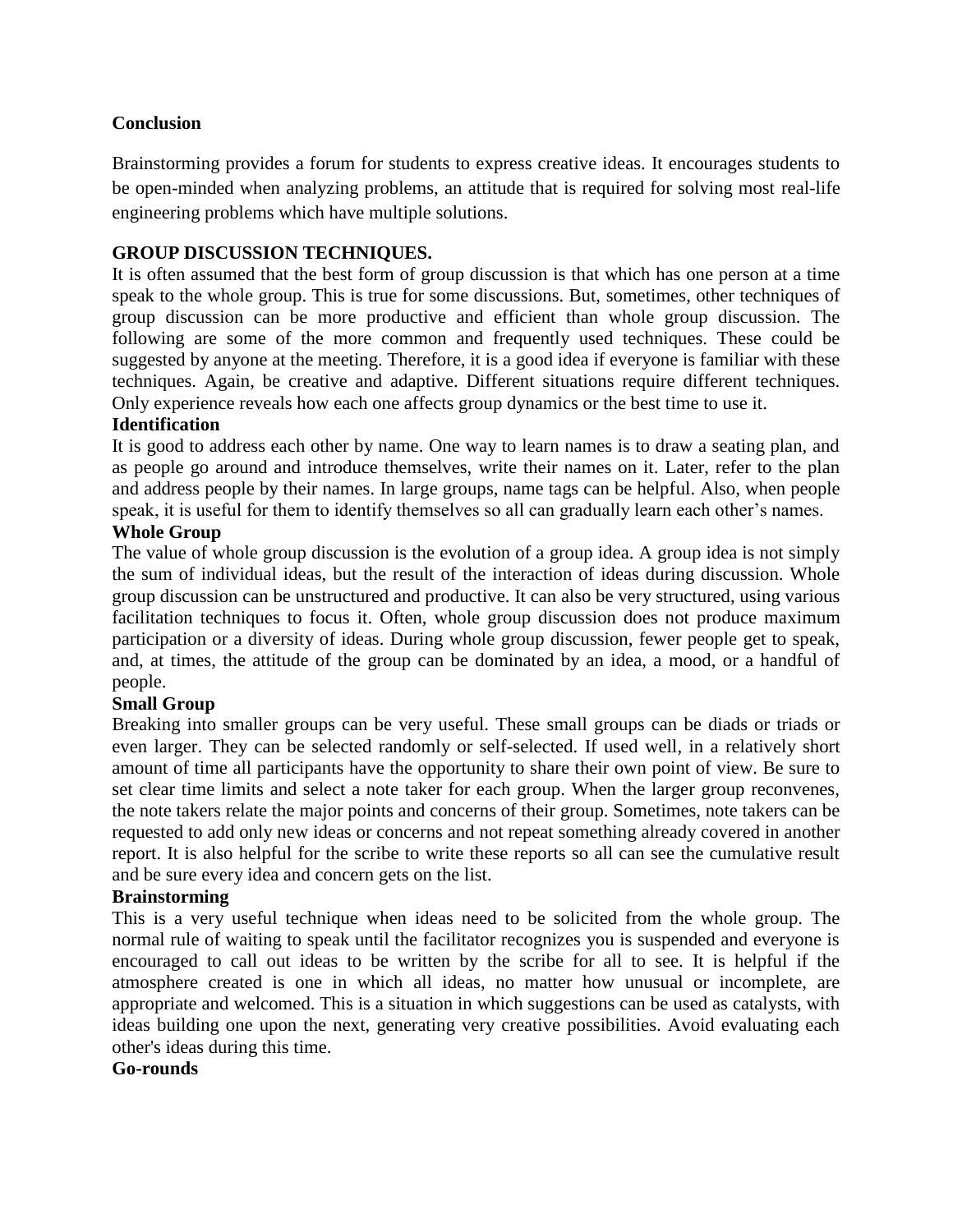**Conclusion**

Brainstorming provides a forum for students to express creative ideas. It encourages students to be open-minded when analyzing problems, an attitude that is required for solving most real-life engineering problems which have multiple solutions.

**GROUP DISCUSSION TECHNIQUES.**

It is often assumed that the best form of group discussion is that which has one person at a time speak to the whole group. This is true for some discussions. But, sometimes, other techniques of group discussion can be more productive and efficient than whole group discussion. The following are some of the more common and frequently used techniques. These could be suggested by anyone at the meeting. Therefore, it is a good idea if everyone is familiar with these techniques. Again, be creative and adaptive. Different situations require different techniques. Only experience reveals how each one affects group dynamics or the best time to use it.

**Identification**

It is good to address each other by name. One way to learn names is to draw a seating plan, and as people go around and introduce themselves, write their names on it. Later, refer to the plan and address people by their names. In large groups, name tags can be helpful. Also, when people speak, it is useful for them to identify themselves so all can gradually learn each other's names.

**Whole Group**

The value of whole group discussion is the evolution of a group idea. A group idea is not simply the sum of individual ideas, but the result of the interaction of ideas during discussion. Whole group discussion can be unstructured and productive. It can also be very structured, using various facilitation techniques to focus it. Often, whole group discussion does not produce maximum participation or a diversity of ideas. During whole group discussion, fewer people get to speak, and, at times, the attitude of the group can be dominated by an idea, a mood, or a handful of people.

**Small Group**

Breaking into smaller groups can be very useful. These small groups can be diads or triads or even larger. They can be selected randomly or self-selected. If used well, in a relatively short amount of time all participants have the opportunity to share their own point of view. Be sure to set clear time limits and select a note taker for each group. When the larger group reconvenes, the note takers relate the major points and concerns of their group. Sometimes, note takers can be requested to add only new ideas or concerns and not repeat something already covered in another report. It is also helpful for the scribe to write these reports so all can see the cumulative result and be sure every idea and concern gets on the list.

**Brainstorming**

This is a very useful technique when ideas need to be solicited from the whole group. The normal rule of waiting to speak until the facilitator recognizes you is suspended and everyone is encouraged to call out ideas to be written by the scribe for all to see. It is helpful if the atmosphere created is one in which all ideas, no matter how unusual or incomplete, are appropriate and welcomed. This is a situation in which suggestions can be used as catalysts, with ideas building one upon the next, generating very creative possibilities. Avoid evaluating each other's ideas during this time.

**Go-rounds**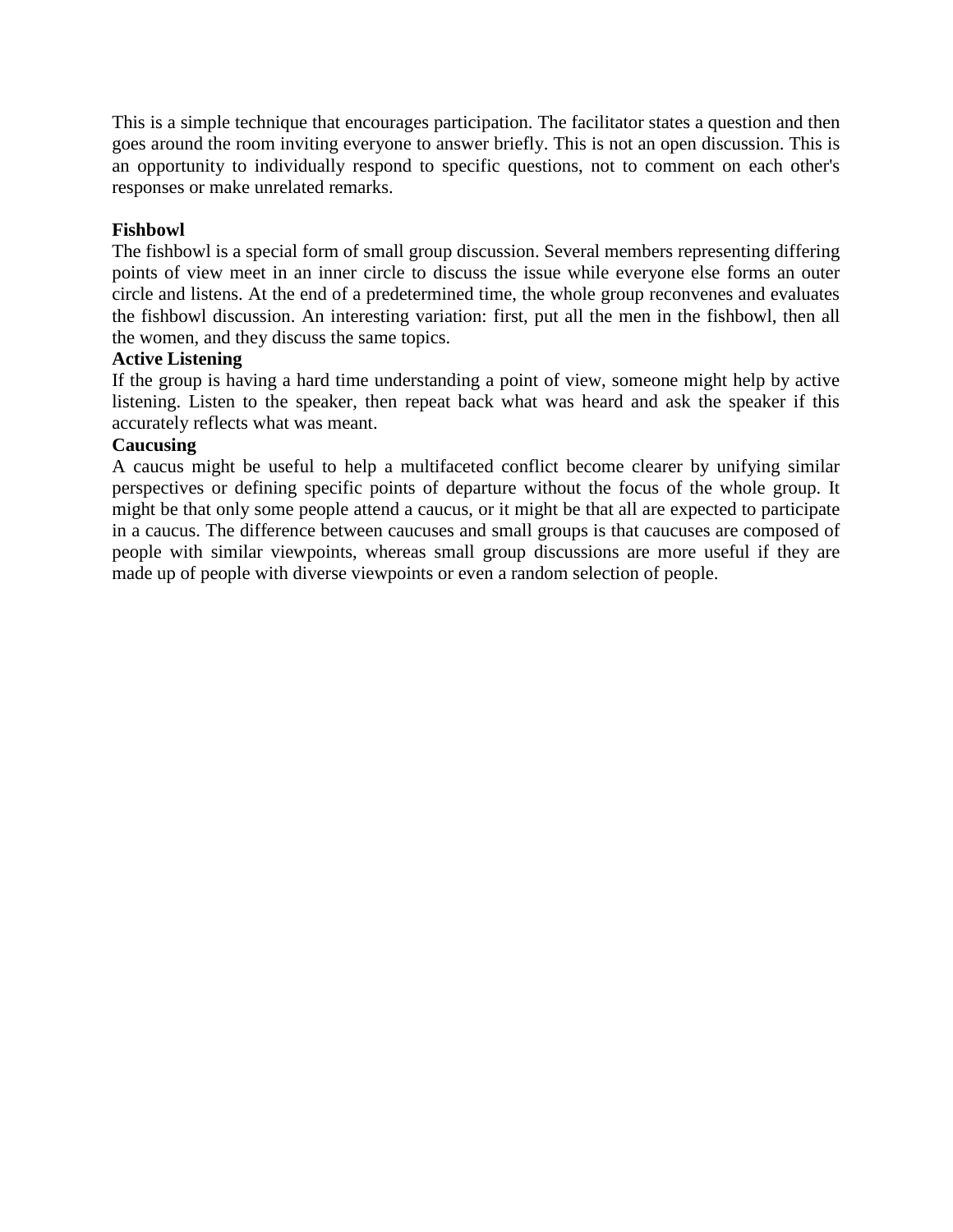This is a simple technique that encourages participation. The facilitator states a question and then goes around the room inviting everyone to answer briefly. This is not an open discussion. This is an opportunity to individually respond to specific questions, not to comment on each other's responses or make unrelated remarks.

**Fishbowl**

The fishbowl is a special form of small group discussion. Several members representing differing points of view meet in an inner circle to discuss the issue while everyone else forms an outer circle and listens. At the end of a predetermined time, the whole group reconvenes and evaluates the fishbowl discussion. An interesting variation: first, put all the men in the fishbowl, then all the women, and they discuss the same topics.

**Active Listening**

If the group is having a hard time understanding a point of view, someone might help by active listening. Listen to the speaker, then repeat back what was heard and ask the speaker if this accurately reflects what was meant.

**Caucusing**

A caucus might be useful to help a multifaceted conflict become clearer by unifying similar perspectives or defining specific points of departure without the focus of the whole group. It might be that only some people attend a caucus, or it might be that all are expected to participate in a caucus. The difference between caucuses and small groups is that caucuses are composed of people with similar viewpoints, whereas small group discussions are more useful if they are made up of people with diverse viewpoints or even a random selection of people.